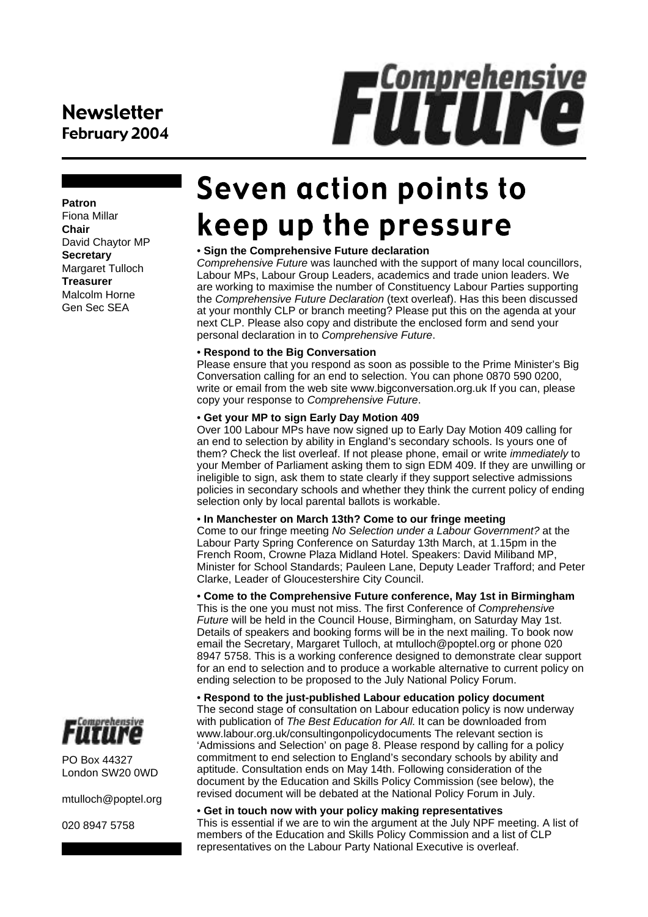**Newsletter**
**February 2004**

Comprehensive Future

**Patron**
Fiona Millar
**Chair**
David Chaytor MP
**Secretary**
Margaret Tulloch
**Treasurer**
Malcolm Horne
Gen Sec SEA

# Seven action points to keep up the pressure

**• Sign the Comprehensive Future declaration**

*Comprehensive Future* was launched with the support of many local councillors, Labour MPs, Labour Group Leaders, academics and trade union leaders. We are working to maximise the number of Constituency Labour Parties supporting the *Comprehensive Future Declaration* (text overleaf). Has this been discussed at your monthly CLP or branch meeting? Please put this on the agenda at your next CLP. Please also copy and distribute the enclosed form and send your personal declaration in to *Comprehensive Future*.

**• Respond to the Big Conversation**

Please ensure that you respond as soon as possible to the Prime Minister's Big Conversation calling for an end to selection. You can phone 0870 590 0200, write or email from the web site www.bigconversation.org.uk If you can, please copy your response to *Comprehensive Future*.

**• Get your MP to sign Early Day Motion 409**

Over 100 Labour MPs have now signed up to Early Day Motion 409 calling for an end to selection by ability in England's secondary schools. Is yours one of them? Check the list overleaf. If not please phone, email or write *immediately* to your Member of Parliament asking them to sign EDM 409. If they are unwilling or ineligible to sign, ask them to state clearly if they support selective admissions policies in secondary schools and whether they think the current policy of ending selection only by local parental ballots is workable.

**• In Manchester on March 13th? Come to our fringe meeting**

Come to our fringe meeting *No Selection under a Labour Government?* at the Labour Party Spring Conference on Saturday 13th March, at 1.15pm in the French Room, Crowne Plaza Midland Hotel. Speakers: David Miliband MP, Minister for School Standards; Pauleen Lane, Deputy Leader Trafford; and Peter Clarke, Leader of Gloucestershire City Council.

**• Come to the Comprehensive Future conference, May 1st in Birmingham**

This is the one you must not miss. The first Conference of *Comprehensive Future* will be held in the Council House, Birmingham, on Saturday May 1st. Details of speakers and booking forms will be in the next mailing. To book now email the Secretary, Margaret Tulloch, at mtulloch@poptel.org or phone 020 8947 5758. This is a working conference designed to demonstrate clear support for an end to selection and to produce a workable alternative to current policy on ending selection to be proposed to the July National Policy Forum.

**• Respond to the just-published Labour education policy document**

The second stage of consultation on Labour education policy is now underway with publication of *The Best Education for All.* It can be downloaded from www.labour.org.uk/consultingonpolicydocuments The relevant section is 'Admissions and Selection' on page 8. Please respond by calling for a policy commitment to end selection to England's secondary schools by ability and aptitude. Consultation ends on May 14th. Following consideration of the document by the Education and Skills Policy Commission (see below), the revised document will be debated at the National Policy Forum in July.

**• Get in touch now with your policy making representatives**

This is essential if we are to win the argument at the July NPF meeting. A list of members of the Education and Skills Policy Commission and a list of CLP representatives on the Labour Party National Executive is overleaf.

Comprehensive Future

PO Box 44327
London SW20 0WD

mtulloch@poptel.org

020 8947 5758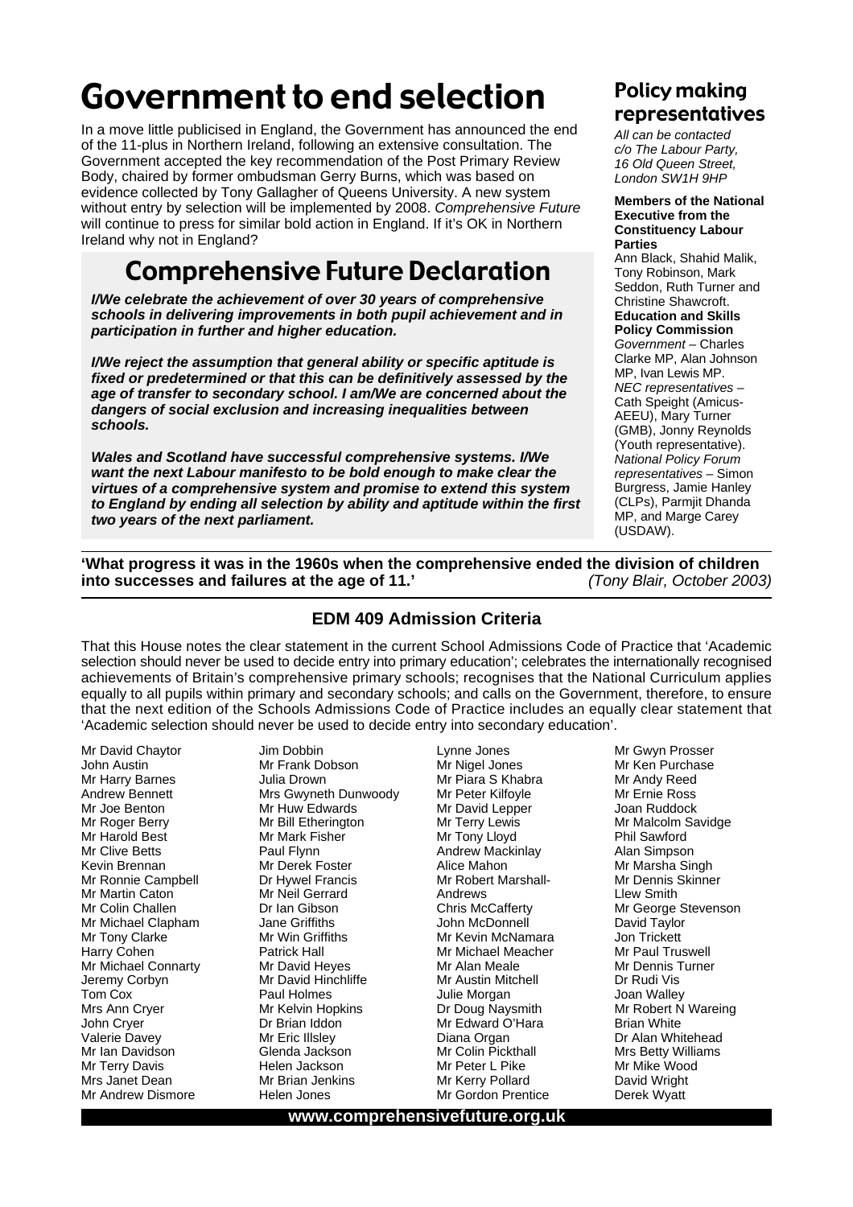# Government to end selection

In a move little publicised in England, the Government has announced the end of the 11-plus in Northern Ireland, following an extensive consultation. The Government accepted the key recommendation of the Post Primary Review Body, chaired by former ombudsman Gerry Burns, which was based on evidence collected by Tony Gallagher of Queens University. A new system without entry by selection will be implemented by 2008. *Comprehensive Future* will continue to press for similar bold action in England. If it's OK in Northern Ireland why not in England?

## Comprehensive Future Declaration

***I/We celebrate the achievement of over 30 years of comprehensive schools in delivering improvements in both pupil achievement and in participation in further and higher education.***

***I/We reject the assumption that general ability or specific aptitude is fixed or predetermined or that this can be definitively assessed by the age of transfer to secondary school. I am/We are concerned about the dangers of social exclusion and increasing inequalities between schools.***

***Wales and Scotland have successful comprehensive systems. I/We want the next Labour manifesto to be bold enough to make clear the virtues of a comprehensive system and promise to extend this system to England by ending all selection by ability and aptitude within the first two years of the next parliament.***

## Policy making representatives

*All can be contacted c/o The Labour Party, 16 Old Queen Street, London SW1H 9HP*

**Members of the National Executive from the Constituency Labour Parties**
Ann Black, Shahid Malik, Tony Robinson, Mark Seddon, Ruth Turner and Christine Shawcroft.

**Education and Skills Policy Commission**
*Government* – Charles Clarke MP, Alan Johnson MP, Ivan Lewis MP.
*NEC representatives* – Cath Speight (Amicus-AEEU), Mary Turner (GMB), Jonny Reynolds (Youth representative).
*National Policy Forum representatives* – Simon Burgress, Jamie Hanley (CLPs), Parmjit Dhanda MP, and Marge Carey (USDAW).

**'What progress it was in the 1960s when the comprehensive ended the division of children into successes and failures at the age of 11.'** *(Tony Blair, October 2003)*

### EDM 409 Admission Criteria

That this House notes the clear statement in the current School Admissions Code of Practice that 'Academic selection should never be used to decide entry into primary education'; celebrates the internationally recognised achievements of Britain's comprehensive primary schools; recognises that the National Curriculum applies equally to all pupils within primary and secondary schools; and calls on the Government, therefore, to ensure that the next edition of the Schools Admissions Code of Practice includes an equally clear statement that 'Academic selection should never be used to decide entry into secondary education'.

Mr David Chaytor
John Austin
Mr Harry Barnes
Andrew Bennett
Mr Joe Benton
Mr Roger Berry
Mr Harold Best
Mr Clive Betts
Kevin Brennan
Mr Ronnie Campbell
Mr Martin Caton
Mr Colin Challen
Mr Michael Clapham
Mr Tony Clarke
Harry Cohen
Mr Michael Connarty
Jeremy Corbyn
Tom Cox
Mrs Ann Cryer
John Cryer
Valerie Davey
Mr Ian Davidson
Mr Terry Davis
Mrs Janet Dean
Mr Andrew Dismore
Jim Dobbin
Mr Frank Dobson
Julia Drown
Mrs Gwyneth Dunwoody
Mr Huw Edwards
Mr Bill Etherington
Mr Mark Fisher
Paul Flynn
Mr Derek Foster
Dr Hywel Francis
Mr Neil Gerrard
Dr Ian Gibson
Jane Griffiths
Mr Win Griffiths
Patrick Hall
Mr David Heyes
Mr David Hinchliffe
Paul Holmes
Mr Kelvin Hopkins
Dr Brian Iddon
Mr Eric Illsley
Glenda Jackson
Helen Jackson
Mr Brian Jenkins
Helen Jones
Lynne Jones
Mr Nigel Jones
Mr Piara S Khabra
Mr Peter Kilfoyle
Mr David Lepper
Mr Terry Lewis
Mr Tony Lloyd
Andrew Mackinlay
Alice Mahon
Mr Robert Marshall-Andrews
Chris McCafferty
John McDonnell
Mr Kevin McNamara
Mr Michael Meacher
Mr Alan Meale
Mr Austin Mitchell
Julie Morgan
Dr Doug Naysmith
Mr Edward O'Hara
Diana Organ
Mr Colin Pickthall
Mr Peter L Pike
Mr Kerry Pollard
Mr Gordon Prentice
Mr Gwyn Prosser
Mr Ken Purchase
Mr Andy Reed
Mr Ernie Ross
Joan Ruddock
Mr Malcolm Savidge
Phil Sawford
Alan Simpson
Mr Marsha Singh
Mr Dennis Skinner
Llew Smith
Mr George Stevenson
David Taylor
Jon Trickett
Mr Paul Truswell
Mr Dennis Turner
Dr Rudi Vis
Joan Walley
Mr Robert N Wareing
Brian White
Dr Alan Whitehead
Mrs Betty Williams
Mr Mike Wood
David Wright
Derek Wyatt

**www.comprehensivefuture.org.uk**